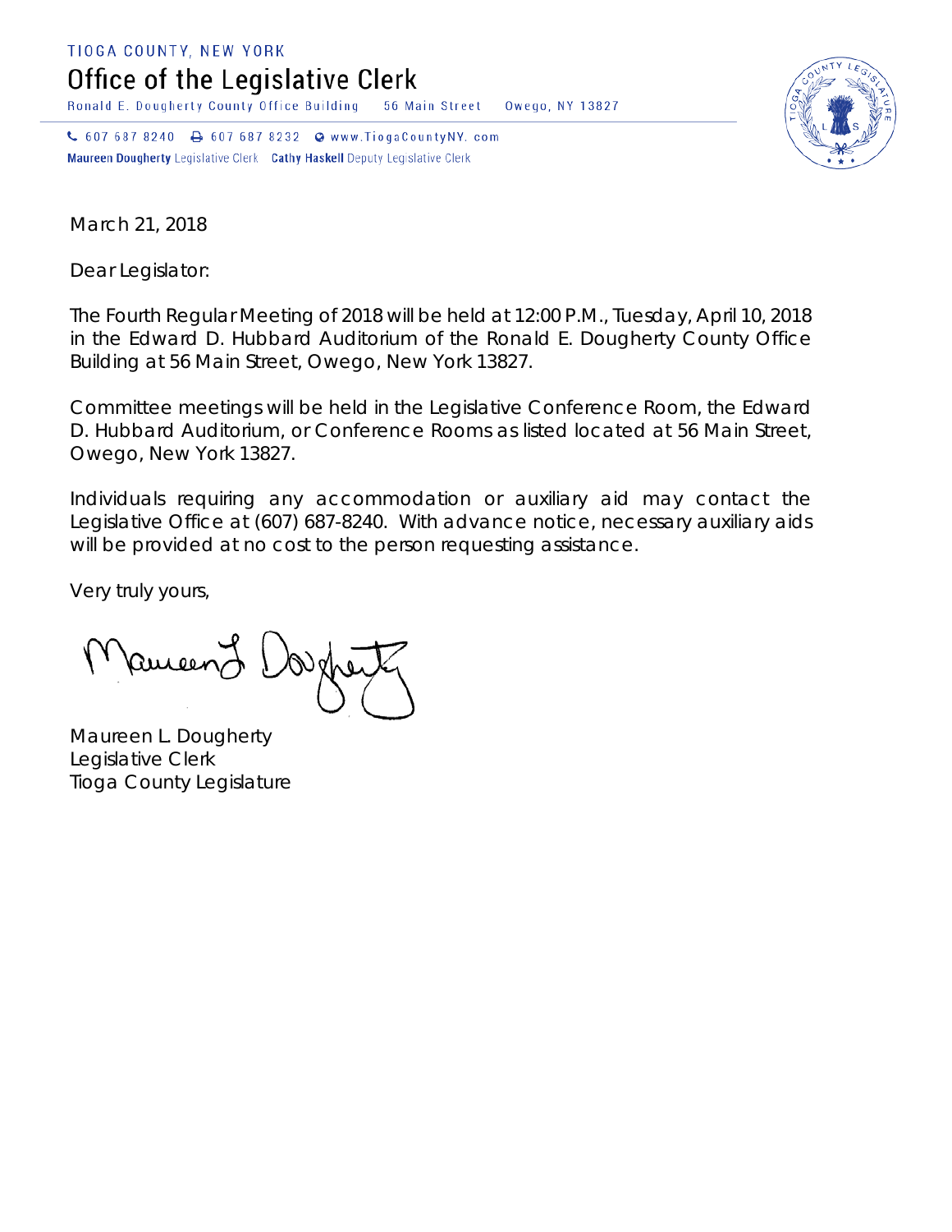TIOGA COUNTY, NEW YORK

# Office of the Legislative Clerk

Ronald E. Dougherty County Office Building 56 Main Street Owego, NY 13827

607 687 8240 607 687 8232 www.TiogaCountyNY. com

**Maureen Dougherty** Legislative Clerk **Cathy Haskell** Deputy Legislative Clerk

March 21, 2018

Dear Legislator:

The Fourth Regular Meeting of 2018 will be held at 12:00 P.M., Tuesday, April 10, 2018 in the Edward D. Hubbard Auditorium of the Ronald E. Dougherty County Office Building at 56 Main Street, Owego, New York 13827.

Committee meetings will be held in the Legislative Conference Room, the Edward D. Hubbard Auditorium, or Conference Rooms as listed located at 56 Main Street, Owego, New York 13827.

Individuals requiring any accommodation or auxiliary aid may contact the Legislative Office at (607) 687-8240. With advance notice, necessary auxiliary aids will be provided at no cost to the person requesting assistance.

Very truly yours,

Maureen L. Dougherty
Legislative Clerk
Tioga County Legislature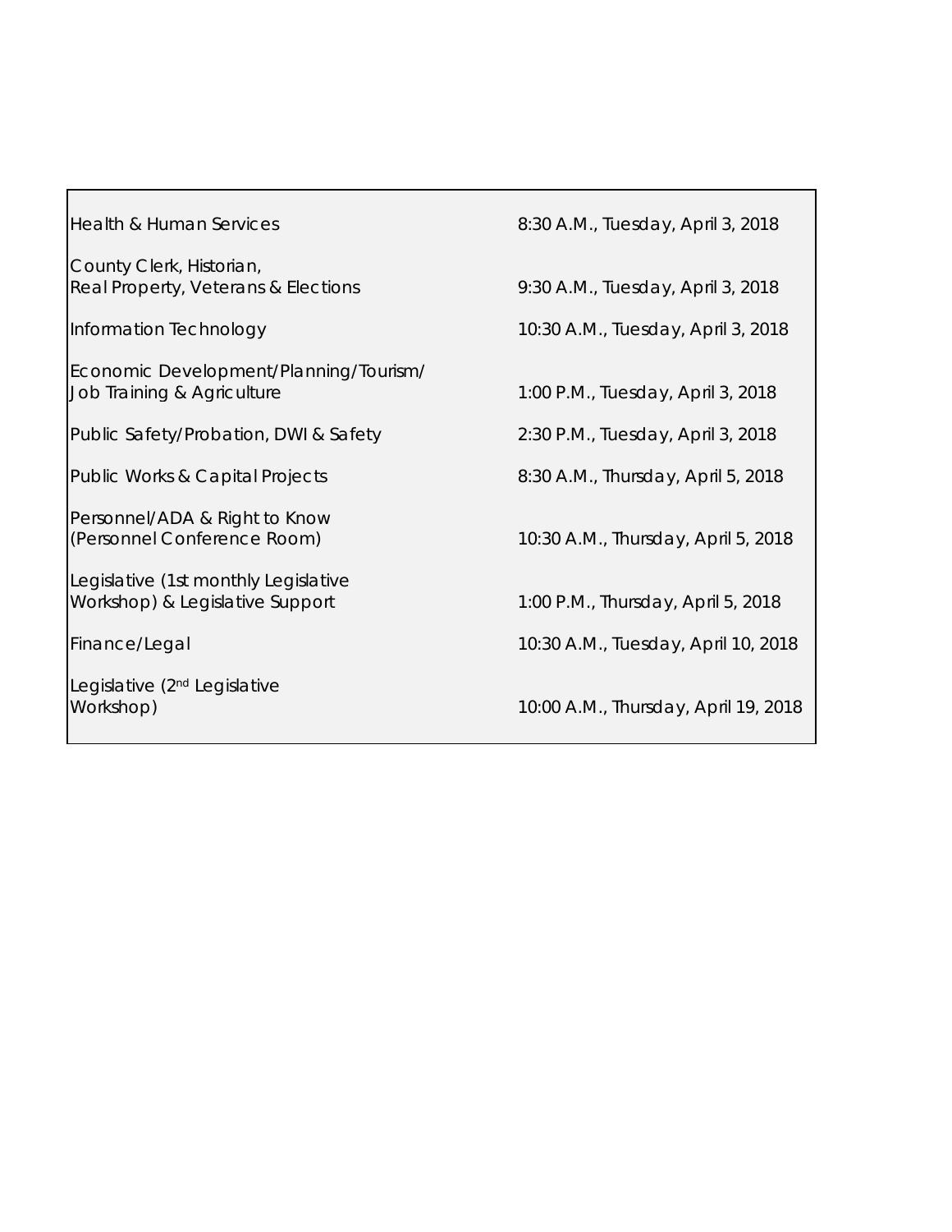| | |
|---|---|
| Health & Human Services | 8:30 A.M., Tuesday, April 3, 2018 |
| County Clerk, Historian, Real Property, Veterans & Elections | 9:30 A.M., Tuesday, April 3, 2018 |
| Information Technology | 10:30 A.M., Tuesday, April 3, 2018 |
| Economic Development/Planning/Tourism/ Job Training & Agriculture | 1:00 P.M., Tuesday, April 3, 2018 |
| Public Safety/Probation, DWI & Safety | 2:30 P.M., Tuesday, April 3, 2018 |
| Public Works & Capital Projects | 8:30 A.M., Thursday, April 5, 2018 |
| Personnel/ADA & Right to Know (Personnel Conference Room) | 10:30 A.M., Thursday, April 5, 2018 |
| Legislative (1st monthly Legislative Workshop) & Legislative Support | 1:00 P.M., Thursday, April 5, 2018 |
| Finance/Legal | 10:30 A.M., Tuesday, April 10, 2018 |
| Legislative (2nd Legislative Workshop) | 10:00 A.M., Thursday, April 19, 2018 |